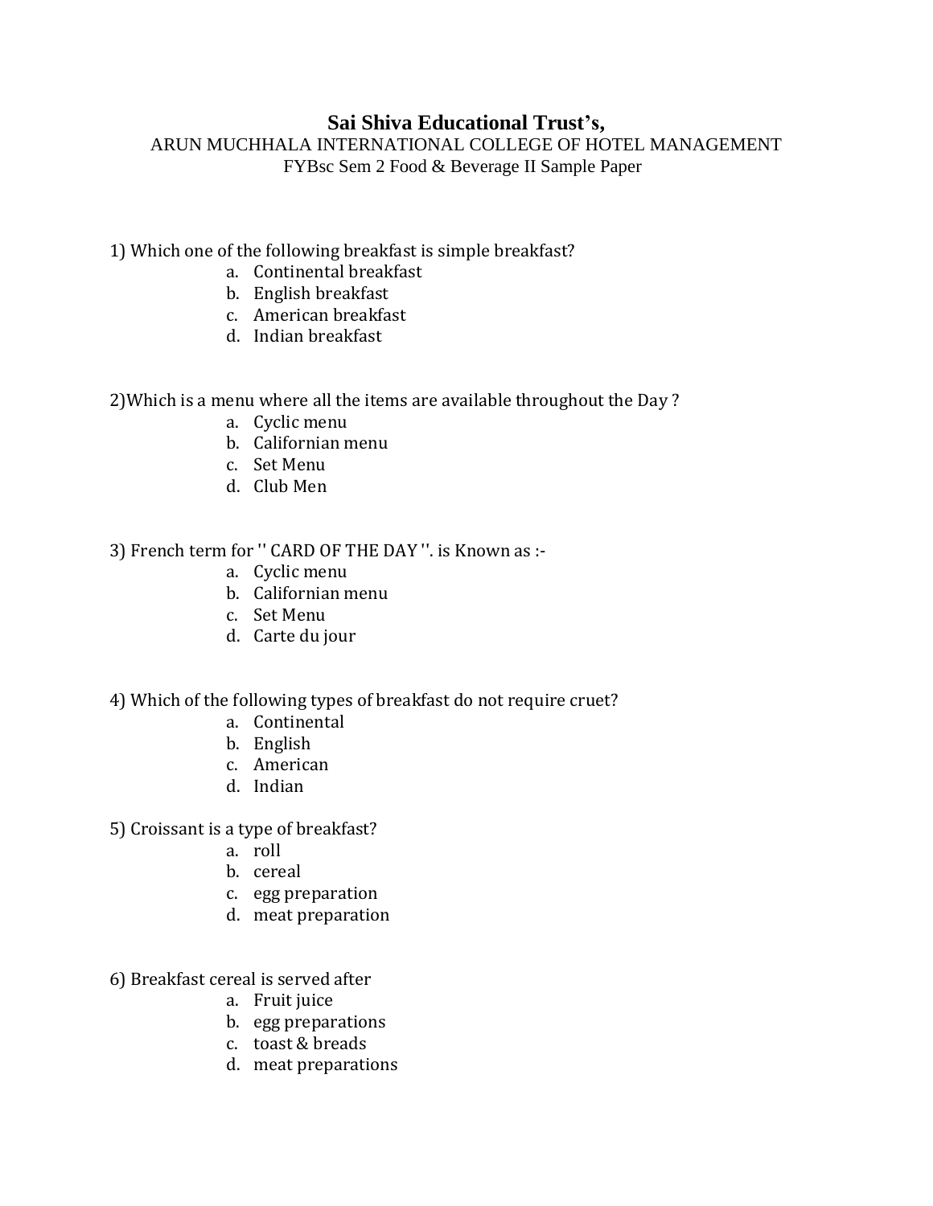# Sai Shiva Educational Trust's,

ARUN MUCHHALA INTERNATIONAL COLLEGE OF HOTEL MANAGEMENT

FYBsc Sem 2 Food & Beverage II Sample Paper

1) Which one of the following breakfast is simple breakfast?

a. Continental breakfast
b. English breakfast
c. American breakfast
d. Indian breakfast

2)Which is a menu where all the items are available throughout the Day ?

a. Cyclic menu
b. Californian menu
c. Set Menu
d. Club Men

3) French term for '' CARD OF THE DAY ''. is Known as :-

a. Cyclic menu
b. Californian menu
c. Set Menu
d. Carte du jour

4) Which of the following types of breakfast do not require cruet?

a. Continental
b. English
c. American
d. Indian

5) Croissant is a type of breakfast?

a. roll
b. cereal
c. egg preparation
d. meat preparation

6) Breakfast cereal is served after

a. Fruit juice
b. egg preparations
c. toast & breads
d. meat preparations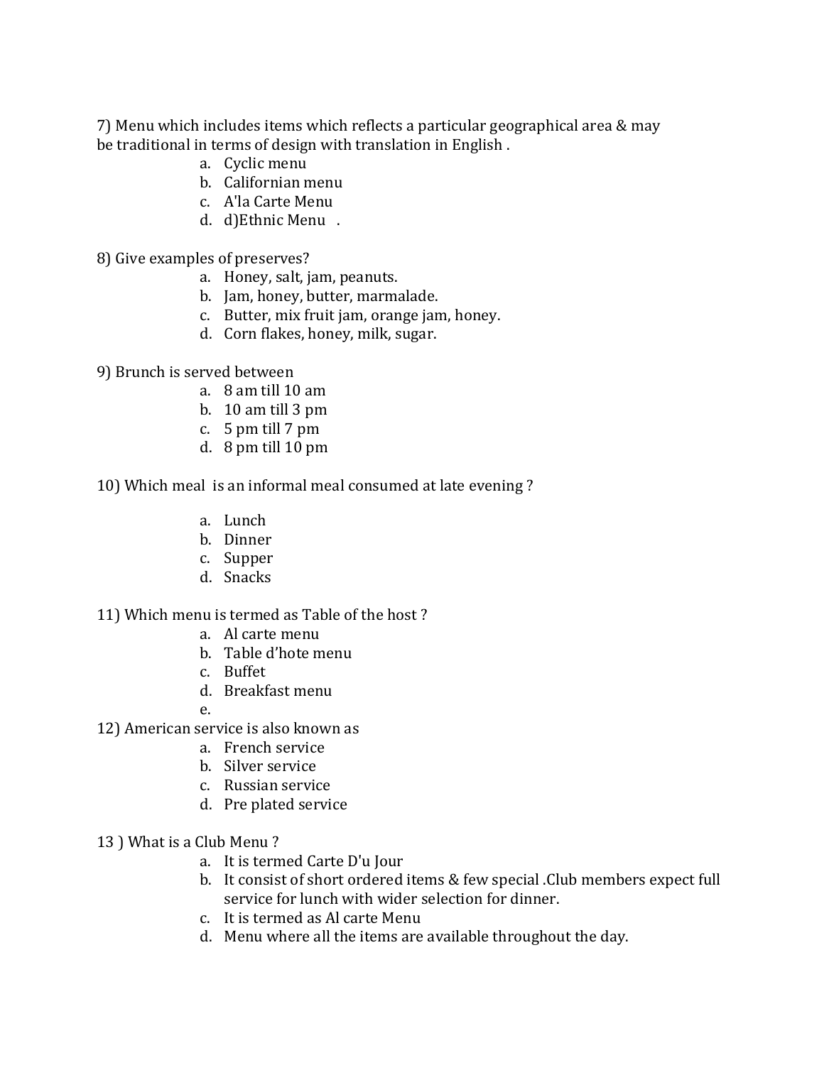7) Menu which includes items which reflects a particular geographical area & may be traditional in terms of design with translation in English .

a. Cyclic menu
b. Californian menu
c. A'la Carte Menu
d. d)Ethnic Menu .

8) Give examples of preserves?

a. Honey, salt, jam, peanuts.
b. Jam, honey, butter, marmalade.
c. Butter, mix fruit jam, orange jam, honey.
d. Corn flakes, honey, milk, sugar.

9) Brunch is served between

a. 8 am till 10 am
b. 10 am till 3 pm
c. 5 pm till 7 pm
d. 8 pm till 10 pm

10) Which meal is an informal meal consumed at late evening ?

a. Lunch
b. Dinner
c. Supper
d. Snacks

11) Which menu is termed as Table of the host ?

a. Al carte menu
b. Table d'hote menu
c. Buffet
d. Breakfast menu
e.

12) American service is also known as

a. French service
b. Silver service
c. Russian service
d. Pre plated service

13 ) What is a Club Menu ?

a. It is termed Carte D'u Jour
b. It consist of short ordered items & few special .Club members expect full service for lunch with wider selection for dinner.
c. It is termed as Al carte Menu
d. Menu where all the items are available throughout the day.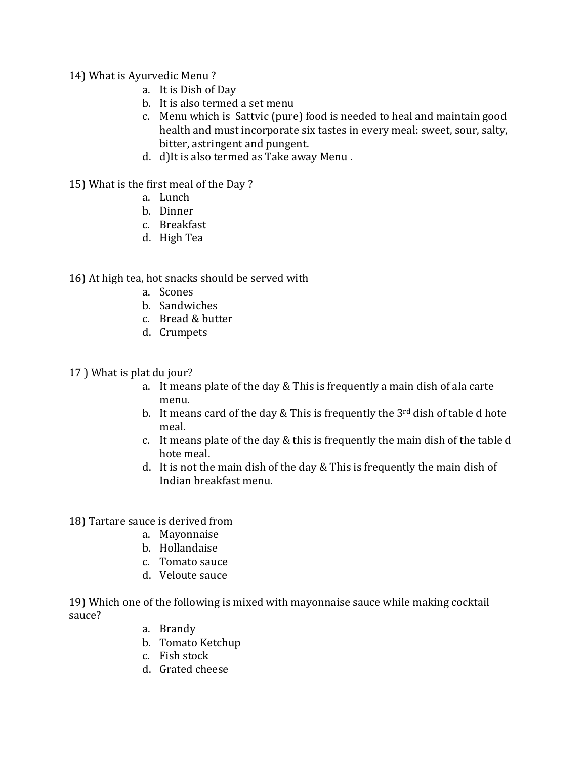14) What is Ayurvedic Menu ?

a. It is Dish of Day
b. It is also termed a set menu
c. Menu which is Sattvic (pure) food is needed to heal and maintain good health and must incorporate six tastes in every meal: sweet, sour, salty, bitter, astringent and pungent.
d. d)It is also termed as Take away Menu .

15) What is the first meal of the Day ?

a. Lunch
b. Dinner
c. Breakfast
d. High Tea

16) At high tea, hot snacks should be served with

a. Scones
b. Sandwiches
c. Bread & butter
d. Crumpets

17 ) What is plat du jour?

a. It means plate of the day & This is frequently a main dish of ala carte menu.
b. It means card of the day & This is frequently the 3rd dish of table d hote meal.
c. It means plate of the day & this is frequently the main dish of the table d hote meal.
d. It is not the main dish of the day & This is frequently the main dish of Indian breakfast menu.

18) Tartare sauce is derived from

a. Mayonnaise
b. Hollandaise
c. Tomato sauce
d. Veloute sauce

19) Which one of the following is mixed with mayonnaise sauce while making cocktail sauce?

a. Brandy
b. Tomato Ketchup
c. Fish stock
d. Grated cheese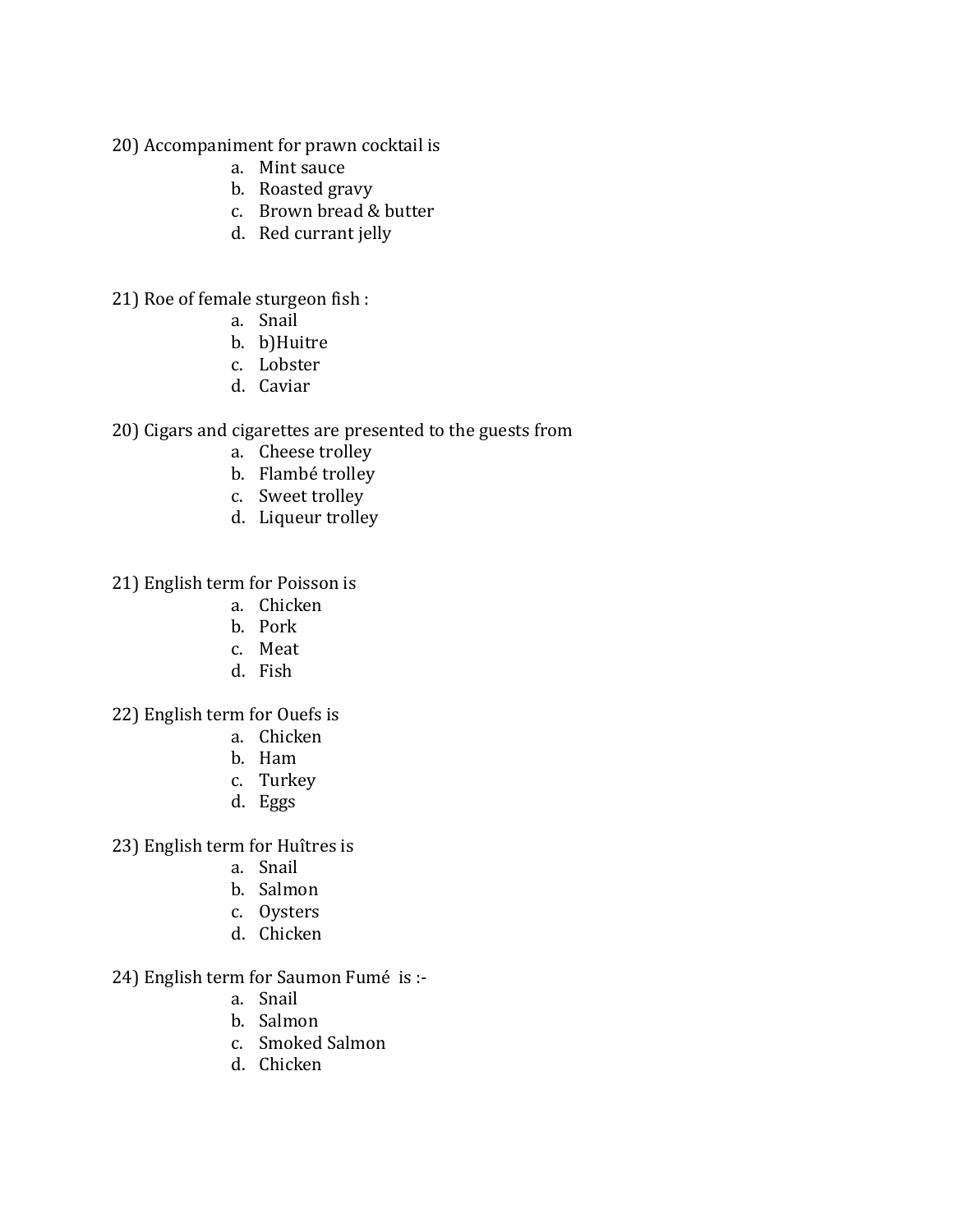20) Accompaniment for prawn cocktail is

a. Mint sauce
b. Roasted gravy
c. Brown bread & butter
d. Red currant jelly

21) Roe of female sturgeon fish :

a. Snail
b. b)Huitre
c. Lobster
d. Caviar

20) Cigars and cigarettes are presented to the guests from

a. Cheese trolley
b. Flambé trolley
c. Sweet trolley
d. Liqueur trolley

21) English term for Poisson is

a. Chicken
b. Pork
c. Meat
d. Fish

22) English term for Ouefs is

a. Chicken
b. Ham
c. Turkey
d. Eggs

23) English term for Huîtres is

a. Snail
b. Salmon
c. Oysters
d. Chicken

24) English term for Saumon Fumé is :-

a. Snail
b. Salmon
c. Smoked Salmon
d. Chicken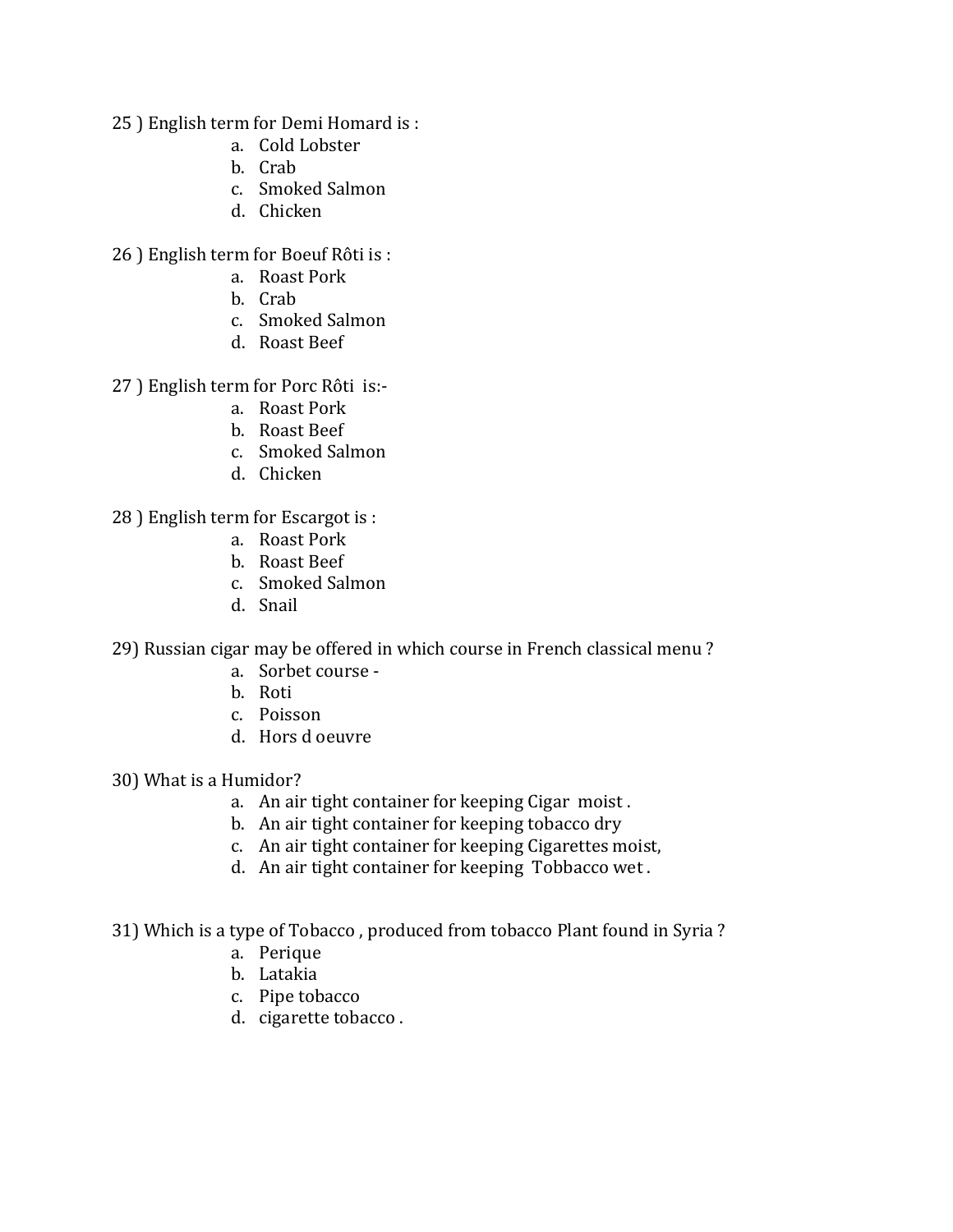25 ) English term for Demi Homard is :

a. Cold Lobster
b. Crab
c. Smoked Salmon
d. Chicken

26 ) English term for Boeuf Rôti is :

a. Roast Pork
b. Crab
c. Smoked Salmon
d. Roast Beef

27 ) English term for Porc Rôti is:-

a. Roast Pork
b. Roast Beef
c. Smoked Salmon
d. Chicken

28 ) English term for Escargot is :

a. Roast Pork
b. Roast Beef
c. Smoked Salmon
d. Snail

29) Russian cigar may be offered in which course in French classical menu ?

a. Sorbet course -
b. Roti
c. Poisson
d. Hors d oeuvre

30) What is a Humidor?

a. An air tight container for keeping Cigar moist .
b. An air tight container for keeping tobacco dry
c. An air tight container for keeping Cigarettes moist,
d. An air tight container for keeping Tobbacco wet .

31) Which is a type of Tobacco , produced from tobacco Plant found in Syria ?

a. Perique
b. Latakia
c. Pipe tobacco
d. cigarette tobacco .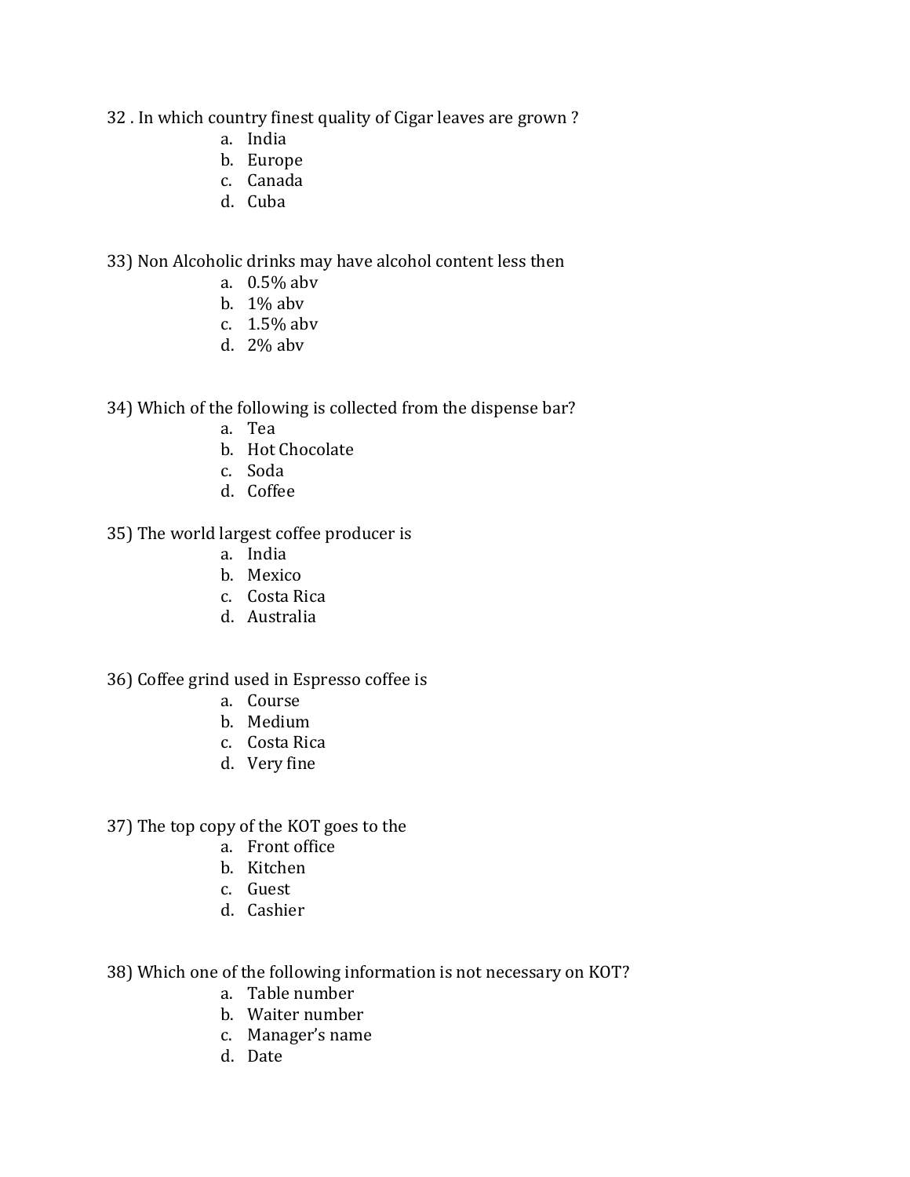32 . In which country finest quality of Cigar leaves are grown ?

a. India
b. Europe
c. Canada
d. Cuba

33) Non Alcoholic drinks may have alcohol content less then

a. 0.5% abv
b. 1% abv
c. 1.5% abv
d. 2% abv

34) Which of the following is collected from the dispense bar?

a. Tea
b. Hot Chocolate
c. Soda
d. Coffee

35) The world largest coffee producer is

a. India
b. Mexico
c. Costa Rica
d. Australia

36) Coffee grind used in Espresso coffee is

a. Course
b. Medium
c. Costa Rica
d. Very fine

37) The top copy of the KOT goes to the

a. Front office
b. Kitchen
c. Guest
d. Cashier

38) Which one of the following information is not necessary on KOT?

a. Table number
b. Waiter number
c. Manager's name
d. Date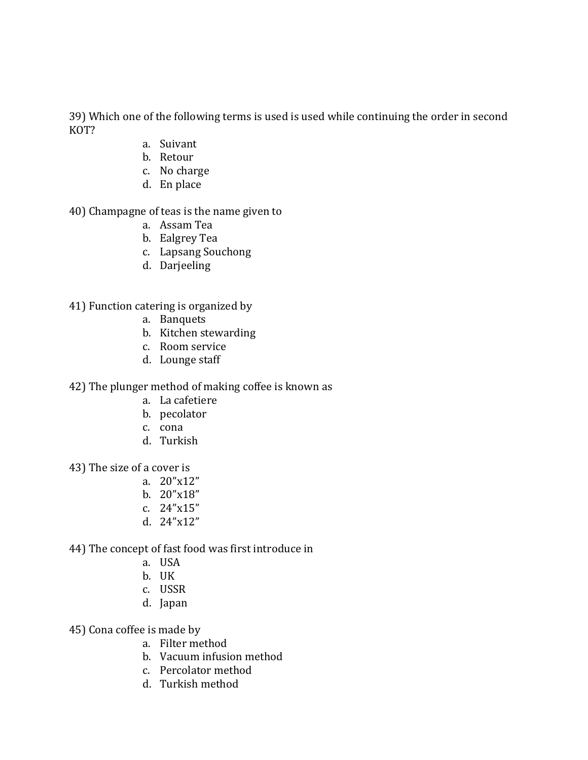39) Which one of the following terms is used is used while continuing the order in second KOT?

a. Suivant
b. Retour
c. No charge
d. En place

40) Champagne of teas is the name given to

a. Assam Tea
b. Ealgrey Tea
c. Lapsang Souchong
d. Darjeeling

41) Function catering is organized by

a. Banquets
b. Kitchen stewarding
c. Room service
d. Lounge staff

42) The plunger method of making coffee is known as

a. La cafetiere
b. pecolator
c. cona
d. Turkish

43) The size of a cover is

a. 20”x12”
b. 20”x18”
c. 24”x15”
d. 24”x12”

44) The concept of fast food was first introduce in

a. USA
b. UK
c. USSR
d. Japan

45) Cona coffee is made by

a. Filter method
b. Vacuum infusion method
c. Percolator method
d. Turkish method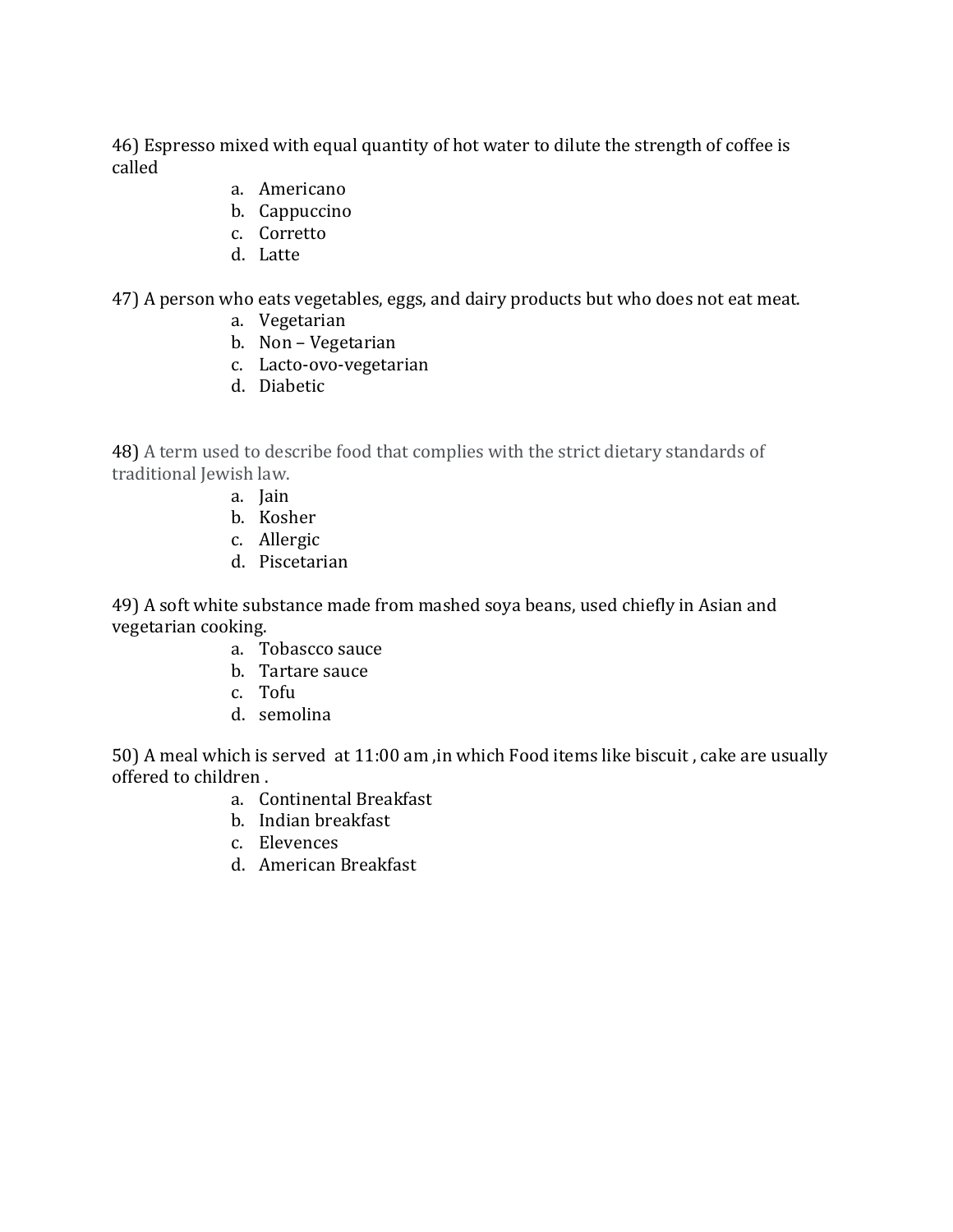46) Espresso mixed with equal quantity of hot water to dilute the strength of coffee is called

a. Americano
b. Cappuccino
c. Corretto
d. Latte

47) A person who eats vegetables, eggs, and dairy products but who does not eat meat.

a. Vegetarian
b. Non – Vegetarian
c. Lacto-ovo-vegetarian
d. Diabetic

48) A term used to describe food that complies with the strict dietary standards of traditional Jewish law.

a. Jain
b. Kosher
c. Allergic
d. Piscetarian

49) A soft white substance made from mashed soya beans, used chiefly in Asian and vegetarian cooking.

a. Tobascco sauce
b. Tartare sauce
c. Tofu
d. semolina

50) A meal which is served at 11:00 am ,in which Food items like biscuit , cake are usually offered to children .

a. Continental Breakfast
b. Indian breakfast
c. Elevences
d. American Breakfast